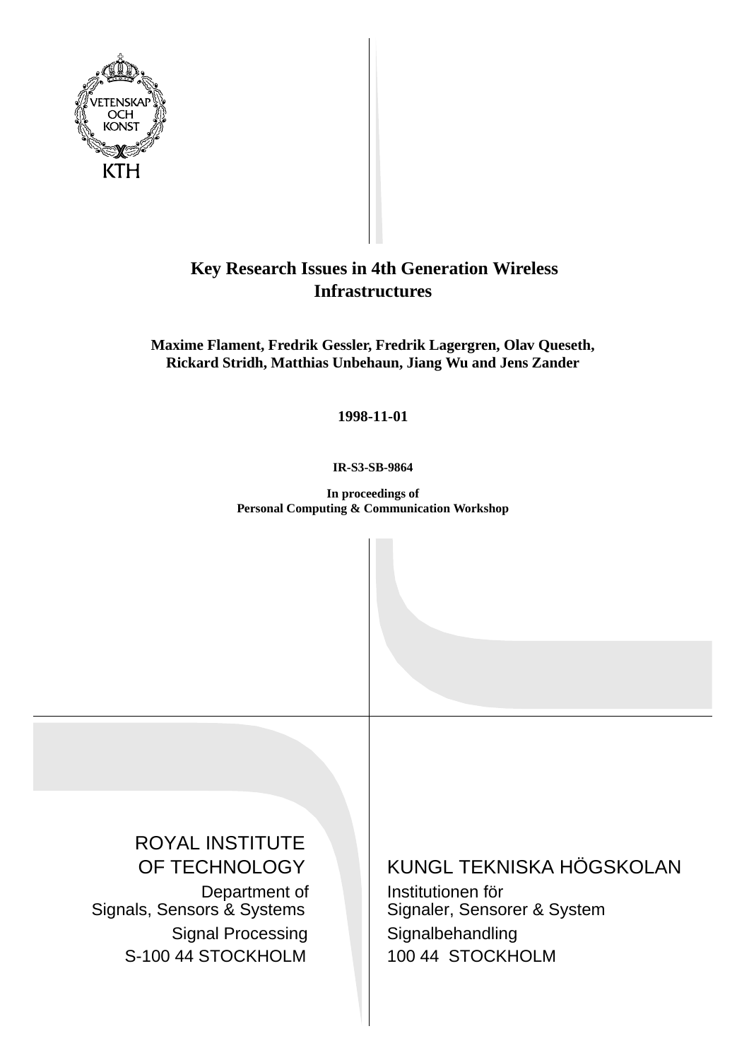VETENSKAP OCH KONST

KTH

# Key Research Issues in 4th Generation Wireless Infrastructures

**Maxime Flament, Fredrik Gessler, Fredrik Lagergren, Olav Queseth, Rickard Stridh, Matthias Unbehaun, Jiang Wu and Jens Zander**

**1998-11-01**

**IR-S3-SB-9864**

**In proceedings of**
**Personal Computing & Communication Workshop**

ROYAL INSTITUTE OF TECHNOLOGY

Department of Signals, Sensors & Systems

Signal Processing

S-100 44 STOCKHOLM

KUNGL TEKNISKA HÖGSKOLAN

Institutionen för Signaler, Sensorer & System

Signalbehandling

100 44 STOCKHOLM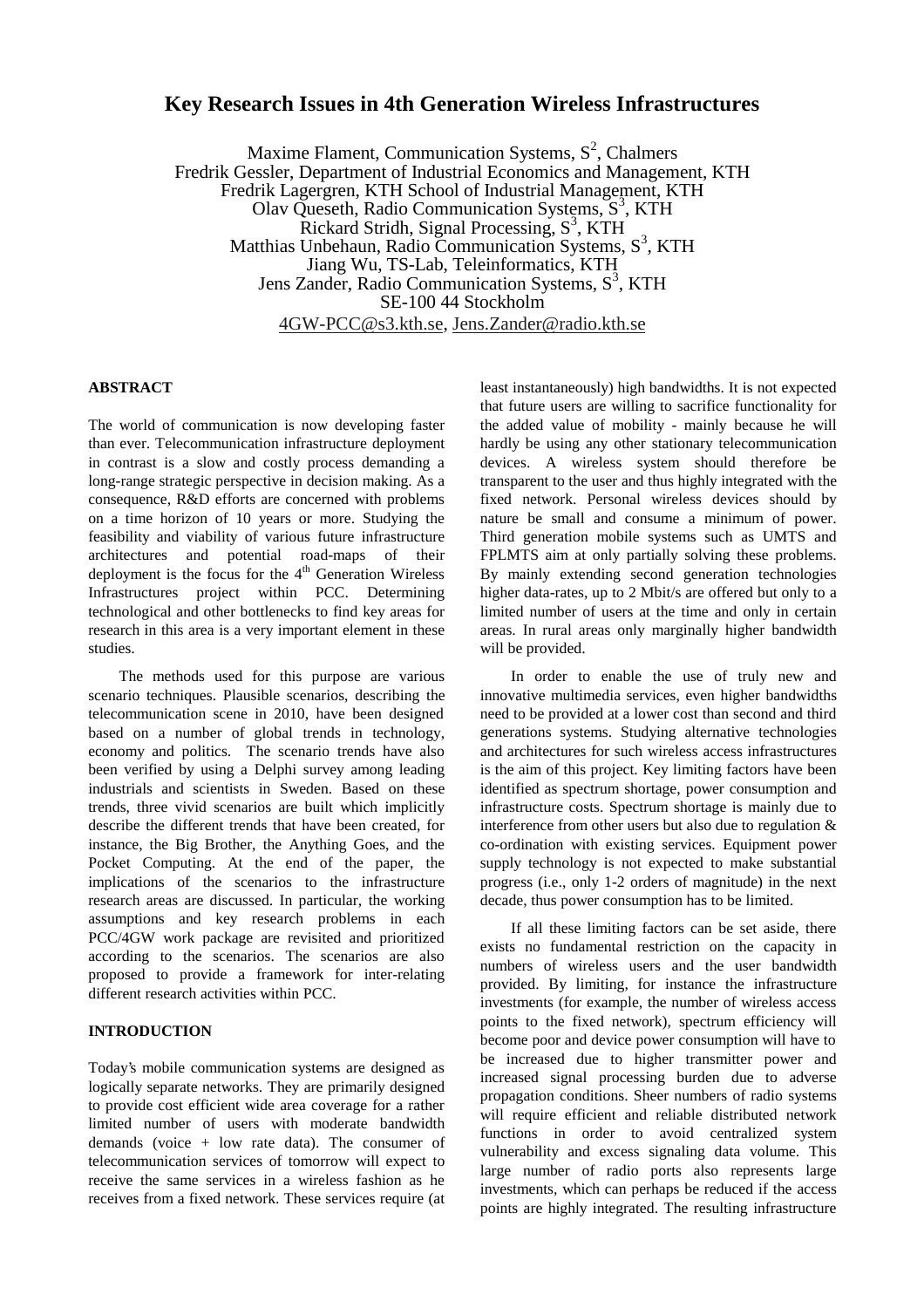# Key Research Issues in 4th Generation Wireless Infrastructures

Maxime Flament, Communication Systems, $S^2$, Chalmers
Fredrik Gessler, Department of Industrial Economics and Management, KTH
Fredrik Lagergren, KTH School of Industrial Management, KTH
Olav Queseth, Radio Communication Systems, $S^3$, KTH
Rickard Stridh, Signal Processing, $S^3$, KTH
Matthias Unbehaun, Radio Communication Systems, $S^3$, KTH
Jiang Wu, TS-Lab, Teleinformatics, KTH
Jens Zander, Radio Communication Systems, $S^3$, KTH
SE-100 44 Stockholm
4GW-PCC@s3.kth.se, Jens.Zander@radio.kth.se

## ABSTRACT

The world of communication is now developing faster than ever. Telecommunication infrastructure deployment in contrast is a slow and costly process demanding a long-range strategic perspective in decision making. As a consequence, R&D efforts are concerned with problems on a time horizon of 10 years or more. Studying the feasibility and viability of various future infrastructure architectures and potential road-maps of their deployment is the focus for the 4th Generation Wireless Infrastructures project within PCC. Determining technological and other bottlenecks to find key areas for research in this area is a very important element in these studies.

The methods used for this purpose are various scenario techniques. Plausible scenarios, describing the telecommunication scene in 2010, have been designed based on a number of global trends in technology, economy and politics. The scenario trends have also been verified by using a Delphi survey among leading industrials and scientists in Sweden. Based on these trends, three vivid scenarios are built which implicitly describe the different trends that have been created, for instance, the Big Brother, the Anything Goes, and the Pocket Computing. At the end of the paper, the implications of the scenarios to the infrastructure research areas are discussed. In particular, the working assumptions and key research problems in each PCC/4GW work package are revisited and prioritized according to the scenarios. The scenarios are also proposed to provide a framework for inter-relating different research activities within PCC.

## INTRODUCTION

Today's mobile communication systems are designed as logically separate networks. They are primarily designed to provide cost efficient wide area coverage for a rather limited number of users with moderate bandwidth demands (voice + low rate data). The consumer of telecommunication services of tomorrow will expect to receive the same services in a wireless fashion as he receives from a fixed network. These services require (at least instantaneously) high bandwidths. It is not expected that future users are willing to sacrifice functionality for the added value of mobility - mainly because he will hardly be using any other stationary telecommunication devices. A wireless system should therefore be transparent to the user and thus highly integrated with the fixed network. Personal wireless devices should by nature be small and consume a minimum of power. Third generation mobile systems such as UMTS and FPLMTS aim at only partially solving these problems. By mainly extending second generation technologies higher data-rates, up to 2 Mbit/s are offered but only to a limited number of users at the time and only in certain areas. In rural areas only marginally higher bandwidth will be provided.

In order to enable the use of truly new and innovative multimedia services, even higher bandwidths need to be provided at a lower cost than second and third generations systems. Studying alternative technologies and architectures for such wireless access infrastructures is the aim of this project. Key limiting factors have been identified as spectrum shortage, power consumption and infrastructure costs. Spectrum shortage is mainly due to interference from other users but also due to regulation & co-ordination with existing services. Equipment power supply technology is not expected to make substantial progress (i.e., only 1-2 orders of magnitude) in the next decade, thus power consumption has to be limited.

If all these limiting factors can be set aside, there exists no fundamental restriction on the capacity in numbers of wireless users and the user bandwidth provided. By limiting, for instance the infrastructure investments (for example, the number of wireless access points to the fixed network), spectrum efficiency will become poor and device power consumption will have to be increased due to higher transmitter power and increased signal processing burden due to adverse propagation conditions. Sheer numbers of radio systems will require efficient and reliable distributed network functions in order to avoid centralized system vulnerability and excess signaling data volume. This large number of radio ports also represents large investments, which can perhaps be reduced if the access points are highly integrated. The resulting infrastructure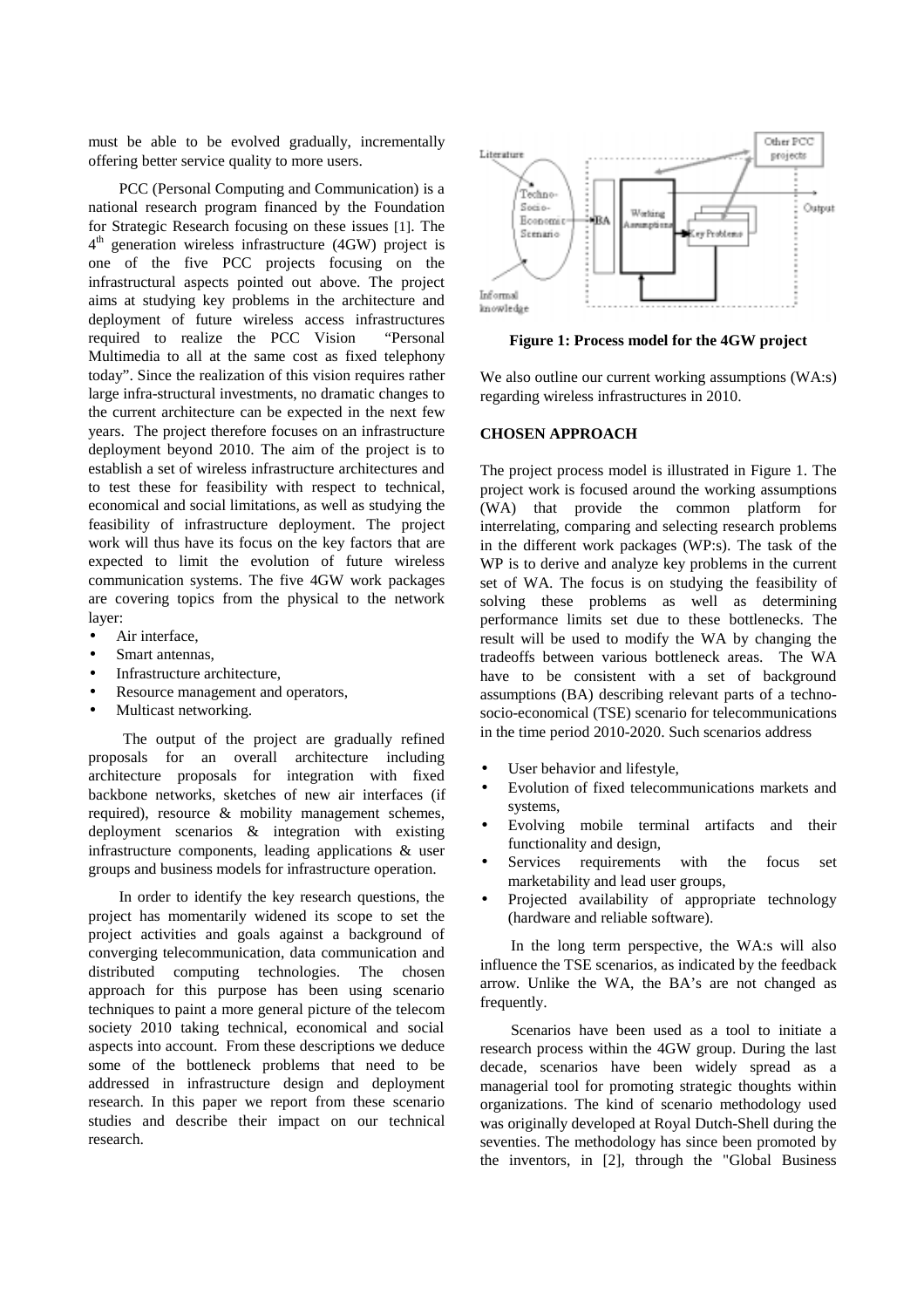must be able to be evolved gradually, incrementally offering better service quality to more users.

PCC (Personal Computing and Communication) is a national research program financed by the Foundation for Strategic Research focusing on these issues [1]. The 4th generation wireless infrastructure (4GW) project is one of the five PCC projects focusing on the infrastructural aspects pointed out above. The project aims at studying key problems in the architecture and deployment of future wireless access infrastructures required to realize the PCC Vision "Personal Multimedia to all at the same cost as fixed telephony today". Since the realization of this vision requires rather large infra-structural investments, no dramatic changes to the current architecture can be expected in the next few years. The project therefore focuses on an infrastructure deployment beyond 2010. The aim of the project is to establish a set of wireless infrastructure architectures and to test these for feasibility with respect to technical, economical and social limitations, as well as studying the feasibility of infrastructure deployment. The project work will thus have its focus on the key factors that are expected to limit the evolution of future wireless communication systems. The five 4GW work packages are covering topics from the physical to the network layer:

- Air interface,
- Smart antennas,
- Infrastructure architecture,
- Resource management and operators,
- Multicast networking.

The output of the project are gradually refined proposals for an overall architecture including architecture proposals for integration with fixed backbone networks, sketches of new air interfaces (if required), resource & mobility management schemes, deployment scenarios & integration with existing infrastructure components, leading applications & user groups and business models for infrastructure operation.

In order to identify the key research questions, the project has momentarily widened its scope to set the project activities and goals against a background of converging telecommunication, data communication and distributed computing technologies. The chosen approach for this purpose has been using scenario techniques to paint a more general picture of the telecom society 2010 taking technical, economical and social aspects into account. From these descriptions we deduce some of the bottleneck problems that need to be addressed in infrastructure design and deployment research. In this paper we report from these scenario studies and describe their impact on our technical research.

**Figure 1: Process model for the 4GW project**

We also outline our current working assumptions (WA:s) regarding wireless infrastructures in 2010.

## CHOSEN APPROACH

The project process model is illustrated in Figure 1. The project work is focused around the working assumptions (WA) that provide the common platform for interrelating, comparing and selecting research problems in the different work packages (WP:s). The task of the WP is to derive and analyze key problems in the current set of WA. The focus is on studying the feasibility of solving these problems as well as determining performance limits set due to these bottlenecks. The result will be used to modify the WA by changing the tradeoffs between various bottleneck areas. The WA have to be consistent with a set of background assumptions (BA) describing relevant parts of a techno-socio-economical (TSE) scenario for telecommunications in the time period 2010-2020. Such scenarios address

- User behavior and lifestyle,
- Evolution of fixed telecommunications markets and systems,
- Evolving mobile terminal artifacts and their functionality and design,
- Services requirements with the focus set marketability and lead user groups,
- Projected availability of appropriate technology (hardware and reliable software).

In the long term perspective, the WA:s will also influence the TSE scenarios, as indicated by the feedback arrow. Unlike the WA, the BA's are not changed as frequently.

Scenarios have been used as a tool to initiate a research process within the 4GW group. During the last decade, scenarios have been widely spread as a managerial tool for promoting strategic thoughts within organizations. The kind of scenario methodology used was originally developed at Royal Dutch-Shell during the seventies. The methodology has since been promoted by the inventors, in [2], through the "Global Business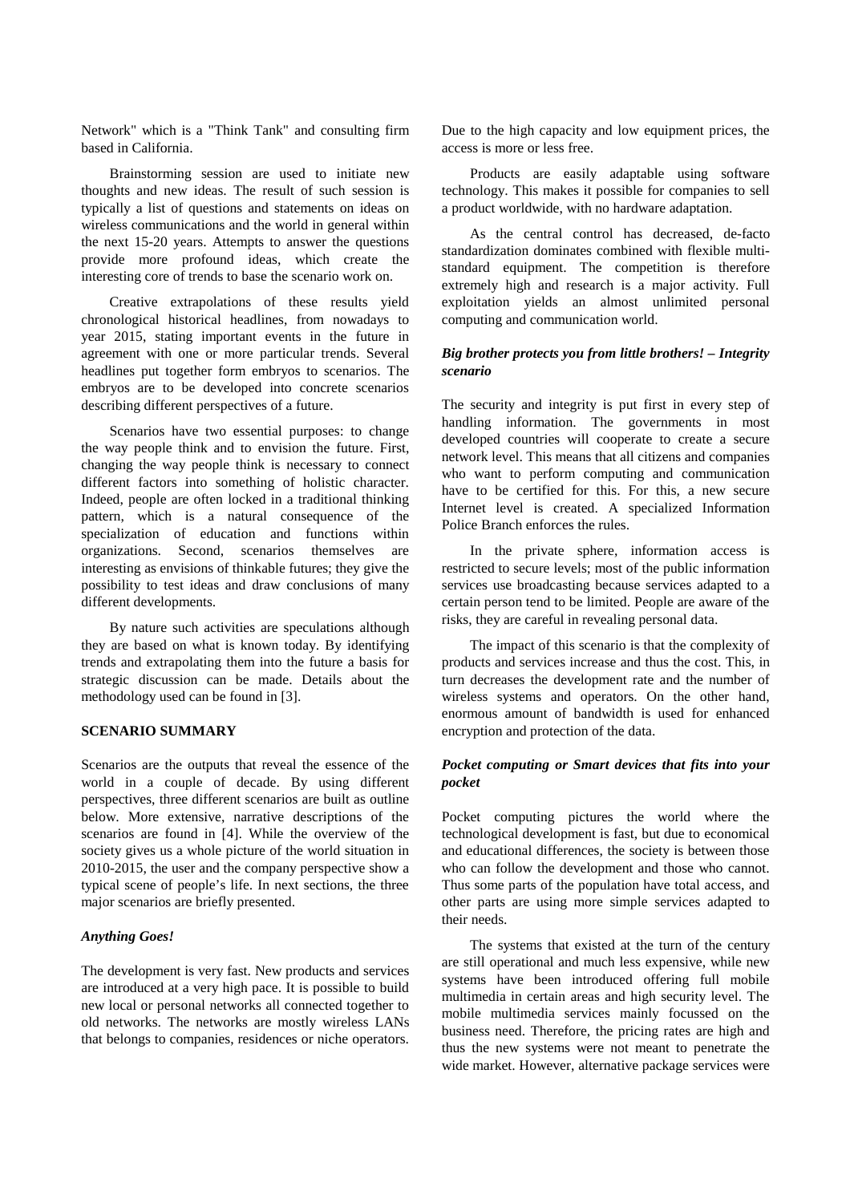Network" which is a "Think Tank" and consulting firm based in California.

Brainstorming session are used to initiate new thoughts and new ideas. The result of such session is typically a list of questions and statements on ideas on wireless communications and the world in general within the next 15-20 years. Attempts to answer the questions provide more profound ideas, which create the interesting core of trends to base the scenario work on.

Creative extrapolations of these results yield chronological historical headlines, from nowadays to year 2015, stating important events in the future in agreement with one or more particular trends. Several headlines put together form embryos to scenarios. The embryos are to be developed into concrete scenarios describing different perspectives of a future.

Scenarios have two essential purposes: to change the way people think and to envision the future. First, changing the way people think is necessary to connect different factors into something of holistic character. Indeed, people are often locked in a traditional thinking pattern, which is a natural consequence of the specialization of education and functions within organizations. Second, scenarios themselves are interesting as envisions of thinkable futures; they give the possibility to test ideas and draw conclusions of many different developments.

By nature such activities are speculations although they are based on what is known today. By identifying trends and extrapolating them into the future a basis for strategic discussion can be made. Details about the methodology used can be found in [3].

## SCENARIO SUMMARY

Scenarios are the outputs that reveal the essence of the world in a couple of decade. By using different perspectives, three different scenarios are built as outline below. More extensive, narrative descriptions of the scenarios are found in [4]. While the overview of the society gives us a whole picture of the world situation in 2010-2015, the user and the company perspective show a typical scene of people's life. In next sections, the three major scenarios are briefly presented.

### *Anything Goes!*

The development is very fast. New products and services are introduced at a very high pace. It is possible to build new local or personal networks all connected together to old networks. The networks are mostly wireless LANs that belongs to companies, residences or niche operators. Due to the high capacity and low equipment prices, the access is more or less free.

Products are easily adaptable using software technology. This makes it possible for companies to sell a product worldwide, with no hardware adaptation.

As the central control has decreased, de-facto standardization dominates combined with flexible multi-standard equipment. The competition is therefore extremely high and research is a major activity. Full exploitation yields an almost unlimited personal computing and communication world.

### *Big brother protects you from little brothers! – Integrity scenario*

The security and integrity is put first in every step of handling information. The governments in most developed countries will cooperate to create a secure network level. This means that all citizens and companies who want to perform computing and communication have to be certified for this. For this, a new secure Internet level is created. A specialized Information Police Branch enforces the rules.

In the private sphere, information access is restricted to secure levels; most of the public information services use broadcasting because services adapted to a certain person tend to be limited. People are aware of the risks, they are careful in revealing personal data.

The impact of this scenario is that the complexity of products and services increase and thus the cost. This, in turn decreases the development rate and the number of wireless systems and operators. On the other hand, enormous amount of bandwidth is used for enhanced encryption and protection of the data.

### *Pocket computing or Smart devices that fits into your pocket*

Pocket computing pictures the world where the technological development is fast, but due to economical and educational differences, the society is between those who can follow the development and those who cannot. Thus some parts of the population have total access, and other parts are using more simple services adapted to their needs.

The systems that existed at the turn of the century are still operational and much less expensive, while new systems have been introduced offering full mobile multimedia in certain areas and high security level. The mobile multimedia services mainly focussed on the business need. Therefore, the pricing rates are high and thus the new systems were not meant to penetrate the wide market. However, alternative package services were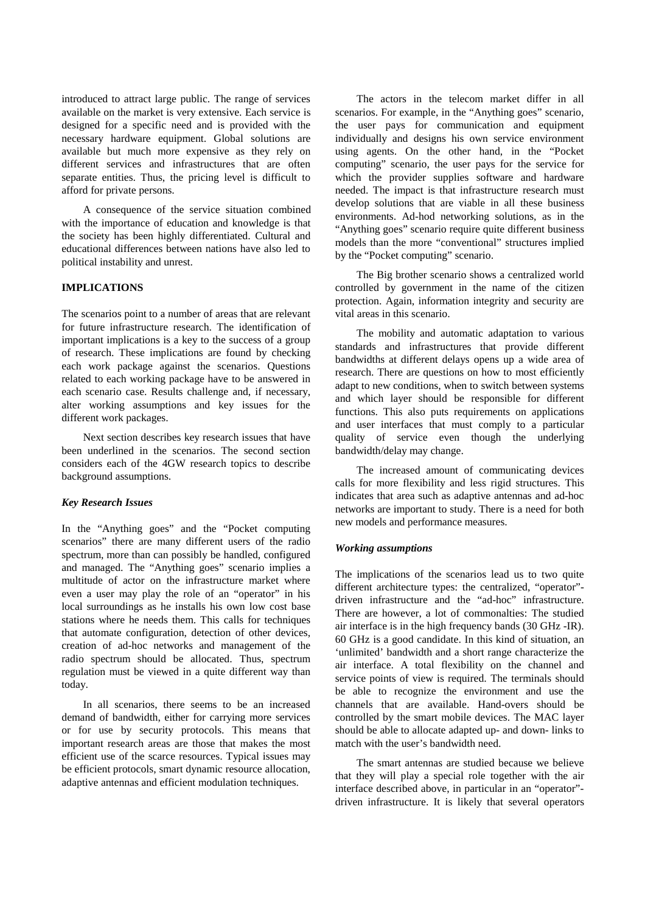introduced to attract large public. The range of services available on the market is very extensive. Each service is designed for a specific need and is provided with the necessary hardware equipment. Global solutions are available but much more expensive as they rely on different services and infrastructures that are often separate entities. Thus, the pricing level is difficult to afford for private persons.

A consequence of the service situation combined with the importance of education and knowledge is that the society has been highly differentiated. Cultural and educational differences between nations have also led to political instability and unrest.

## IMPLICATIONS

The scenarios point to a number of areas that are relevant for future infrastructure research. The identification of important implications is a key to the success of a group of research. These implications are found by checking each work package against the scenarios. Questions related to each working package have to be answered in each scenario case. Results challenge and, if necessary, alter working assumptions and key issues for the different work packages.

Next section describes key research issues that have been underlined in the scenarios. The second section considers each of the 4GW research topics to describe background assumptions.

### *Key Research Issues*

In the "Anything goes" and the "Pocket computing scenarios" there are many different users of the radio spectrum, more than can possibly be handled, configured and managed. The "Anything goes" scenario implies a multitude of actor on the infrastructure market where even a user may play the role of an "operator" in his local surroundings as he installs his own low cost base stations where he needs them. This calls for techniques that automate configuration, detection of other devices, creation of ad-hoc networks and management of the radio spectrum should be allocated. Thus, spectrum regulation must be viewed in a quite different way than today.

In all scenarios, there seems to be an increased demand of bandwidth, either for carrying more services or for use by security protocols. This means that important research areas are those that makes the most efficient use of the scarce resources. Typical issues may be efficient protocols, smart dynamic resource allocation, adaptive antennas and efficient modulation techniques.

The actors in the telecom market differ in all scenarios. For example, in the "Anything goes" scenario, the user pays for communication and equipment individually and designs his own service environment using agents. On the other hand, in the "Pocket computing" scenario, the user pays for the service for which the provider supplies software and hardware needed. The impact is that infrastructure research must develop solutions that are viable in all these business environments. Ad-hod networking solutions, as in the "Anything goes" scenario require quite different business models than the more "conventional" structures implied by the "Pocket computing" scenario.

The Big brother scenario shows a centralized world controlled by government in the name of the citizen protection. Again, information integrity and security are vital areas in this scenario.

The mobility and automatic adaptation to various standards and infrastructures that provide different bandwidths at different delays opens up a wide area of research. There are questions on how to most efficiently adapt to new conditions, when to switch between systems and which layer should be responsible for different functions. This also puts requirements on applications and user interfaces that must comply to a particular quality of service even though the underlying bandwidth/delay may change.

The increased amount of communicating devices calls for more flexibility and less rigid structures. This indicates that area such as adaptive antennas and ad-hoc networks are important to study. There is a need for both new models and performance measures.

### *Working assumptions*

The implications of the scenarios lead us to two quite different architecture types: the centralized, "operator"-driven infrastructure and the "ad-hoc" infrastructure. There are however, a lot of commonalties: The studied air interface is in the high frequency bands (30 GHz -IR). 60 GHz is a good candidate. In this kind of situation, an 'unlimited' bandwidth and a short range characterize the air interface. A total flexibility on the channel and service points of view is required. The terminals should be able to recognize the environment and use the channels that are available. Hand-overs should be controlled by the smart mobile devices. The MAC layer should be able to allocate adapted up- and down- links to match with the user's bandwidth need.

The smart antennas are studied because we believe that they will play a special role together with the air interface described above, in particular in an "operator"-driven infrastructure. It is likely that several operators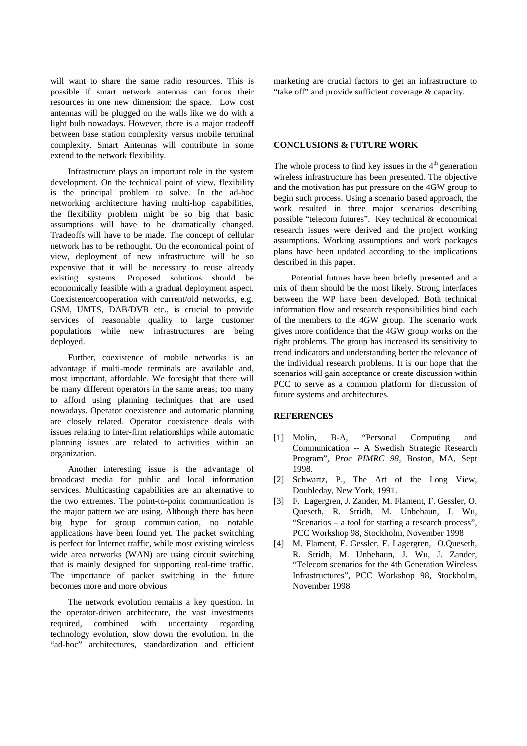will want to share the same radio resources. This is possible if smart network antennas can focus their resources in one new dimension: the space. Low cost antennas will be plugged on the walls like we do with a light bulb nowadays. However, there is a major tradeoff between base station complexity versus mobile terminal complexity. Smart Antennas will contribute in some extend to the network flexibility.

Infrastructure plays an important role in the system development. On the technical point of view, flexibility is the principal problem to solve. In the ad-hoc networking architecture having multi-hop capabilities, the flexibility problem might be so big that basic assumptions will have to be dramatically changed. Tradeoffs will have to be made. The concept of cellular network has to be rethought. On the economical point of view, deployment of new infrastructure will be so expensive that it will be necessary to reuse already existing systems. Proposed solutions should be economically feasible with a gradual deployment aspect. Coexistence/cooperation with current/old networks, e.g. GSM, UMTS, DAB/DVB etc., is crucial to provide services of reasonable quality to large customer populations while new infrastructures are being deployed.

Further, coexistence of mobile networks is an advantage if multi-mode terminals are available and, most important, affordable. We foresight that there will be many different operators in the same areas; too many to afford using planning techniques that are used nowadays. Operator coexistence and automatic planning are closely related. Operator coexistence deals with issues relating to inter-firm relationships while automatic planning issues are related to activities within an organization.

Another interesting issue is the advantage of broadcast media for public and local information services. Multicasting capabilities are an alternative to the two extremes. The point-to-point communication is the major pattern we are using. Although there has been big hype for group communication, no notable applications have been found yet. The packet switching is perfect for Internet traffic, while most existing wireless wide area networks (WAN) are using circuit switching that is mainly designed for supporting real-time traffic. The importance of packet switching in the future becomes more and more obvious

The network evolution remains a key question. In the operator-driven architecture, the vast investments required, combined with uncertainty regarding technology evolution, slow down the evolution. In the "ad-hoc" architectures, standardization and efficient marketing are crucial factors to get an infrastructure to "take off" and provide sufficient coverage & capacity.

## CONCLUSIONS & FUTURE WORK

The whole process to find key issues in the $4^{th}$ generation wireless infrastructure has been presented. The objective and the motivation has put pressure on the 4GW group to begin such process. Using a scenario based approach, the work resulted in three major scenarios describing possible "telecom futures". Key technical & economical research issues were derived and the project working assumptions. Working assumptions and work packages plans have been updated according to the implications described in this paper.

Potential futures have been briefly presented and a mix of them should be the most likely. Strong interfaces between the WP have been developed. Both technical information flow and research responsibilities bind each of the members to the 4GW group. The scenario work gives more confidence that the 4GW group works on the right problems. The group has increased its sensitivity to trend indicators and understanding better the relevance of the individual research problems. It is our hope that the scenarios will gain acceptance or create discussion within PCC to serve as a common platform for discussion of future systems and architectures.

## REFERENCES

[1] Molin, B-A, "Personal Computing and Communication -- A Swedish Strategic Research Program", *Proc PIMRC 98*, Boston, MA, Sept 1998.

[2] Schwartz, P., The Art of the Long View, Doubleday, New York, 1991.

[3] F. Lagergren, J. Zander, M. Flament, F. Gessler, O. Queseth, R. Stridh, M. Unbehaun, J. Wu, "Scenarios – a tool for starting a research process", PCC Workshop 98, Stockholm, November 1998

[4] M. Flament, F. Gessler, F. Lagergren, O.Queseth, R. Stridh, M. Unbehaun, J. Wu, J. Zander, "Telecom scenarios for the 4th Generation Wireless Infrastructures", PCC Workshop 98, Stockholm, November 1998